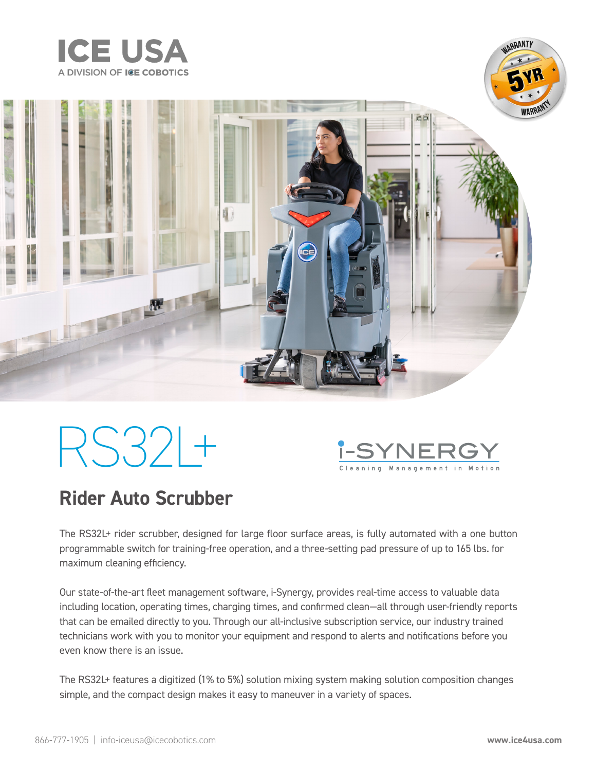# ICE USA

A DIVISION OF ICE COBOTICS

WARRANTY 5YR WARRANTY

# RS32L+

i-SYNERGY
Cleaning Management in Motion

## Rider Auto Scrubber

The RS32L+ rider scrubber, designed for large floor surface areas, is fully automated with a one button programmable switch for training-free operation, and a three-setting pad pressure of up to 165 lbs. for maximum cleaning efficiency.

Our state-of-the-art fleet management software, i-Synergy, provides real-time access to valuable data including location, operating times, charging times, and confirmed clean—all through user-friendly reports that can be emailed directly to you. Through our all-inclusive subscription service, our industry trained technicians work with you to monitor your equipment and respond to alerts and notifications before you even know there is an issue.

The RS32L+ features a digitized (1% to 5%) solution mixing system making solution composition changes simple, and the compact design makes it easy to maneuver in a variety of spaces.

866-777-1905 | info-iceusa@icecobotics.com

**www.ice4usa.com**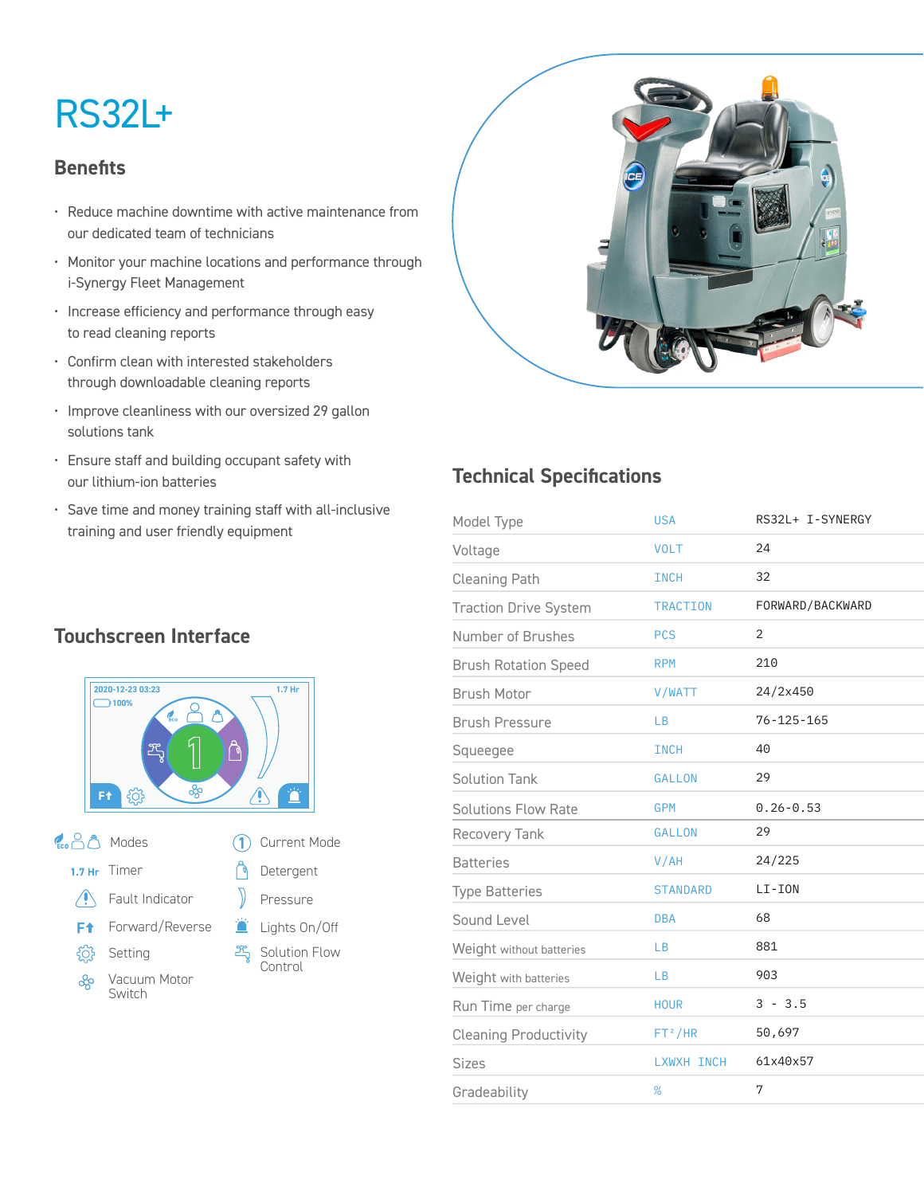# RS32L+

## Benefits

- Reduce machine downtime with active maintenance from our dedicated team of technicians
- Monitor your machine locations and performance through i-Synergy Fleet Management
- Increase efficiency and performance through easy to read cleaning reports
- Confirm clean with interested stakeholders through downloadable cleaning reports
- Improve cleanliness with our oversized 29 gallon solutions tank
- Ensure staff and building occupant safety with our lithium-ion batteries
- Save time and money training staff with all-inclusive training and user friendly equipment

## Touchscreen Interface

2020-12-23 03:23
100%
1.7 Hr
1
Ft

- Modes
- 1.7 Hr Timer
- Fault Indicator
- Ft Forward/Reverse
- Setting
- Vacuum Motor Switch
- Current Mode
- Detergent
- Pressure
- Lights On/Off
- Solution Flow Control

## Technical Specifications

| | | |
|---|---|---|
| Model Type | USA | RS32L+ I-SYNERGY |
| Voltage | VOLT | 24 |
| Cleaning Path | INCH | 32 |
| Traction Drive System | TRACTION | FORWARD/BACKWARD |
| Number of Brushes | PCS | 2 |
| Brush Rotation Speed | RPM | 210 |
| Brush Motor | V/WATT | 24/2x450 |
| Brush Pressure | LB | 76-125-165 |
| Squeegee | INCH | 40 |
| Solution Tank | GALLON | 29 |
| Solutions Flow Rate | GPM | 0.26-0.53 |
| Recovery Tank | GALLON | 29 |
| Batteries | V/AH | 24/225 |
| Type Batteries | STANDARD | LI-ION |
| Sound Level | DBA | 68 |
| Weight without batteries | LB | 881 |
| Weight with batteries | LB | 903 |
| Run Time per charge | HOUR | 3 - 3.5 |
| Cleaning Productivity | $FT^2/HR$ | 50,697 |
| Sizes | LXWXH INCH | 61x40x57 |
| Gradeability | % | 7 |